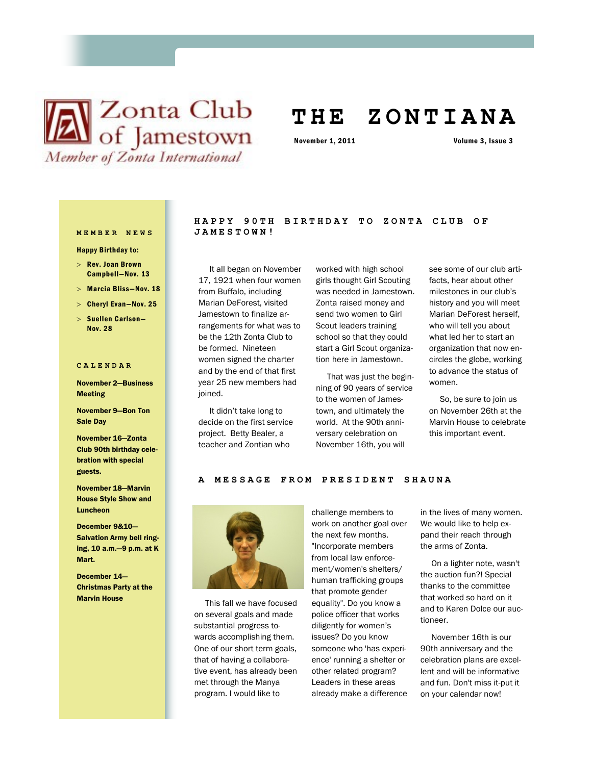Zonta Club of Jamestown

*Member of Zonta International*

# THE ZONTIANA

**November 1, 2011** | **Volume 3, Issue 3**

## MEMBER NEWS

**Happy Birthday to:**

- **Rev. Joan Brown Campbell—Nov. 13**
- **Marcia Bliss—Nov. 18**
- **Cheryl Evan—Nov. 25**
- **Suellen Carlson—Nov. 28**

## CALENDAR

**November 2—Business Meeting**

**November 9—Bon Ton Sale Day**

**November 16—Zonta Club 90th birthday celebration with special guests.**

**November 18—Marvin House Style Show and Luncheon**

**December 9&10—Salvation Army bell ringing, 10 a.m.—9 p.m. at K Mart.**

**December 14—Christmas Party at the Marvin House**

## HAPPY 90TH BIRTHDAY TO ZONTA CLUB OF JAMESTOWN!

It all began on November 17, 1921 when four women from Buffalo, including Marian DeForest, visited Jamestown to finalize arrangements for what was to be the 12th Zonta Club to be formed. Nineteen women signed the charter and by the end of that first year 25 new members had joined.

It didn't take long to decide on the first service project. Betty Bealer, a teacher and Zontian who worked with high school girls thought Girl Scouting was needed in Jamestown. Zonta raised money and send two women to Girl Scout leaders training school so that they could start a Girl Scout organization here in Jamestown.

That was just the beginning of 90 years of service to the women of Jamestown, and ultimately the world. At the 90th anniversary celebration on November 16th, you will see some of our club artifacts, hear about other milestones in our club's history and you will meet Marian DeForest herself, who will tell you about what led her to start an organization that now encircles the globe, working to advance the status of women.

So, be sure to join us on November 26th at the Marvin House to celebrate this important event.

## A MESSAGE FROM PRESIDENT SHAUNA

This fall we have focused on several goals and made substantial progress towards accomplishing them. One of our short term goals, that of having a collaborative event, has already been met through the Manya program. I would like to challenge members to work on another goal over the next few months. "Incorporate members from local law enforcement/women's shelters/ human trafficking groups that promote gender equality". Do you know a police officer that works diligently for women's issues? Do you know someone who 'has experience' running a shelter or other related program? Leaders in these areas already make a difference in the lives of many women. We would like to help expand their reach through the arms of Zonta.

On a lighter note, wasn't the auction fun?! Special thanks to the committee that worked so hard on it and to Karen Dolce our auctioneer.

November 16th is our 90th anniversary and the celebration plans are excellent and will be informative and fun. Don't miss it-put it on your calendar now!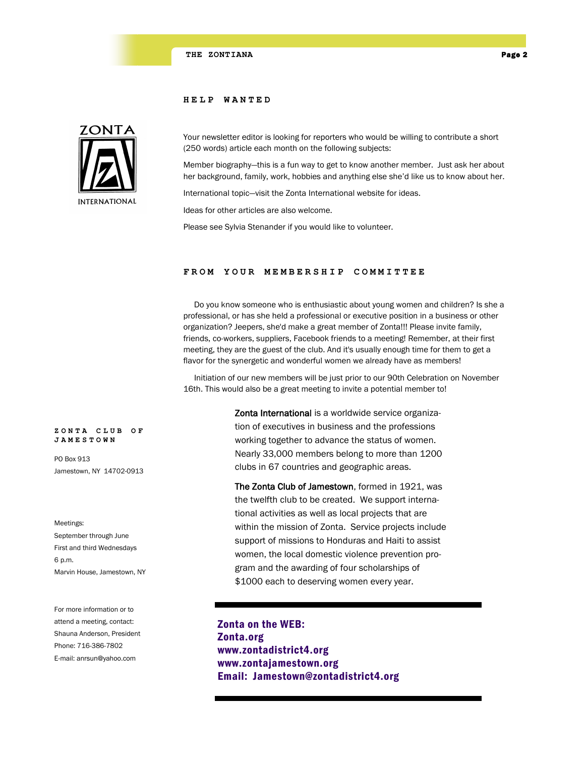## HELP WANTED

Your newsletter editor is looking for reporters who would be willing to contribute a short (250 words) article each month on the following subjects:

Member biography—this is a fun way to get to know another member. Just ask her about her background, family, work, hobbies and anything else she'd like us to know about her.

International topic—visit the Zonta International website for ideas.

Ideas for other articles are also welcome.

Please see Sylvia Stenander if you would like to volunteer.

## FROM YOUR MEMBERSHIP COMMITTEE

Do you know someone who is enthusiastic about young women and children? Is she a professional, or has she held a professional or executive position in a business or other organization? Jeepers, she'd make a great member of Zonta!!! Please invite family, friends, co-workers, suppliers, Facebook friends to a meeting! Remember, at their first meeting, they are the guest of the club. And it's usually enough time for them to get a flavor for the synergetic and wonderful women we already have as members!

Initiation of our new members will be just prior to our 90th Celebration on November 16th. This would also be a great meeting to invite a potential member to!

**Zonta International** is a worldwide service organization of executives in business and the professions working together to advance the status of women. Nearly 33,000 members belong to more than 1200 clubs in 67 countries and geographic areas.

**The Zonta Club of Jamestown**, formed in 1921, was the twelfth club to be created. We support international activities as well as local projects that are within the mission of Zonta. Service projects include support of missions to Honduras and Haiti to assist women, the local domestic violence prevention program and the awarding of four scholarships of $1000 each to deserving women every year.

**Zonta on the WEB:**
**Zonta.org**
**www.zontadistrict4.org**
**www.zontajamestown.org**
**Email: Jamestown@zontadistrict4.org**

### ZONTA CLUB OF JAMESTOWN

PO Box 913
Jamestown, NY 14702-0913

Meetings:
September through June
First and third Wednesdays
6 p.m.
Marvin House, Jamestown, NY

For more information or to attend a meeting, contact:
Shauna Anderson, President
Phone: 716-386-7802
E-mail: anrsun@yahoo.com